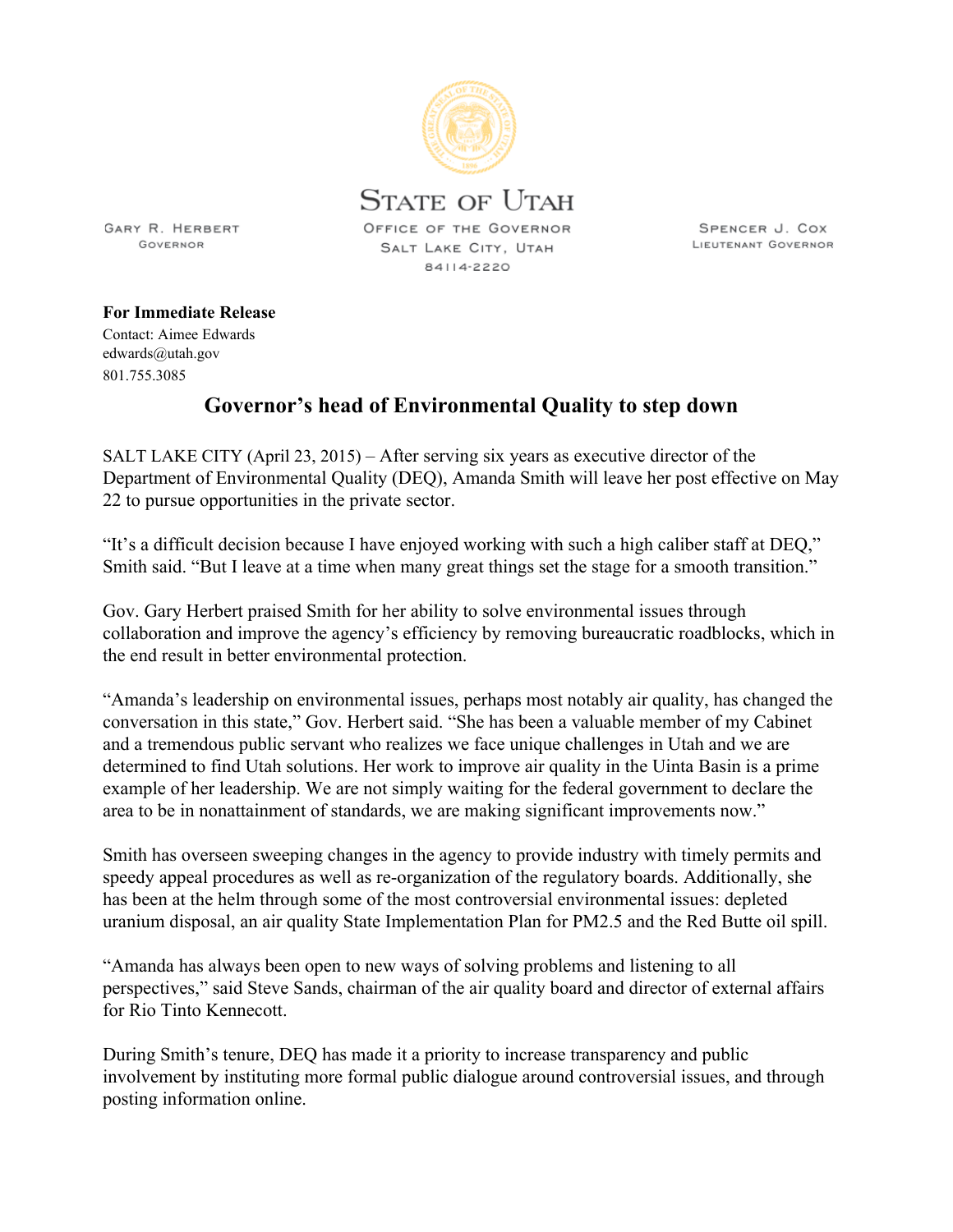STATE OF UTAH

OFFICE OF THE GOVERNOR
SALT LAKE CITY, UTAH
84114-2220

GARY R. HERBERT
GOVERNOR

SPENCER J. COX
LIEUTENANT GOVERNOR

**For Immediate Release**
Contact: Aimee Edwards
edwards@utah.gov
801.755.3085

## Governor's head of Environmental Quality to step down

SALT LAKE CITY (April 23, 2015) – After serving six years as executive director of the Department of Environmental Quality (DEQ), Amanda Smith will leave her post effective on May 22 to pursue opportunities in the private sector.

"It's a difficult decision because I have enjoyed working with such a high caliber staff at DEQ," Smith said. "But I leave at a time when many great things set the stage for a smooth transition."

Gov. Gary Herbert praised Smith for her ability to solve environmental issues through collaboration and improve the agency's efficiency by removing bureaucratic roadblocks, which in the end result in better environmental protection.

"Amanda's leadership on environmental issues, perhaps most notably air quality, has changed the conversation in this state," Gov. Herbert said. "She has been a valuable member of my Cabinet and a tremendous public servant who realizes we face unique challenges in Utah and we are determined to find Utah solutions. Her work to improve air quality in the Uinta Basin is a prime example of her leadership. We are not simply waiting for the federal government to declare the area to be in nonattainment of standards, we are making significant improvements now."

Smith has overseen sweeping changes in the agency to provide industry with timely permits and speedy appeal procedures as well as re-organization of the regulatory boards. Additionally, she has been at the helm through some of the most controversial environmental issues: depleted uranium disposal, an air quality State Implementation Plan for PM2.5 and the Red Butte oil spill.

"Amanda has always been open to new ways of solving problems and listening to all perspectives," said Steve Sands, chairman of the air quality board and director of external affairs for Rio Tinto Kennecott.

During Smith's tenure, DEQ has made it a priority to increase transparency and public involvement by instituting more formal public dialogue around controversial issues, and through posting information online.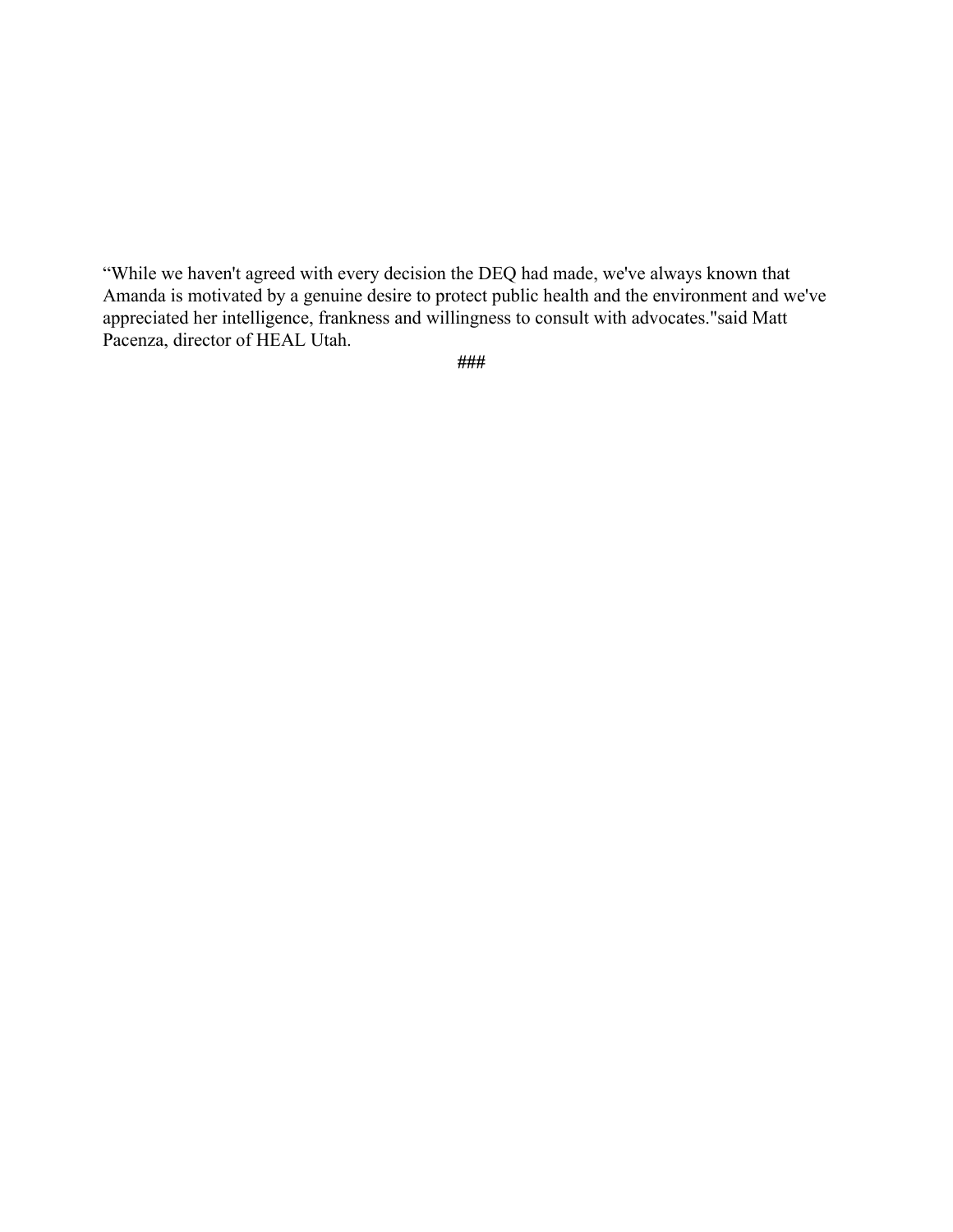“While we haven't agreed with every decision the DEQ had made, we've always known that Amanda is motivated by a genuine desire to protect public health and the environment and we've appreciated her intelligence, frankness and willingness to consult with advocates."said Matt Pacenza, director of HEAL Utah.

###